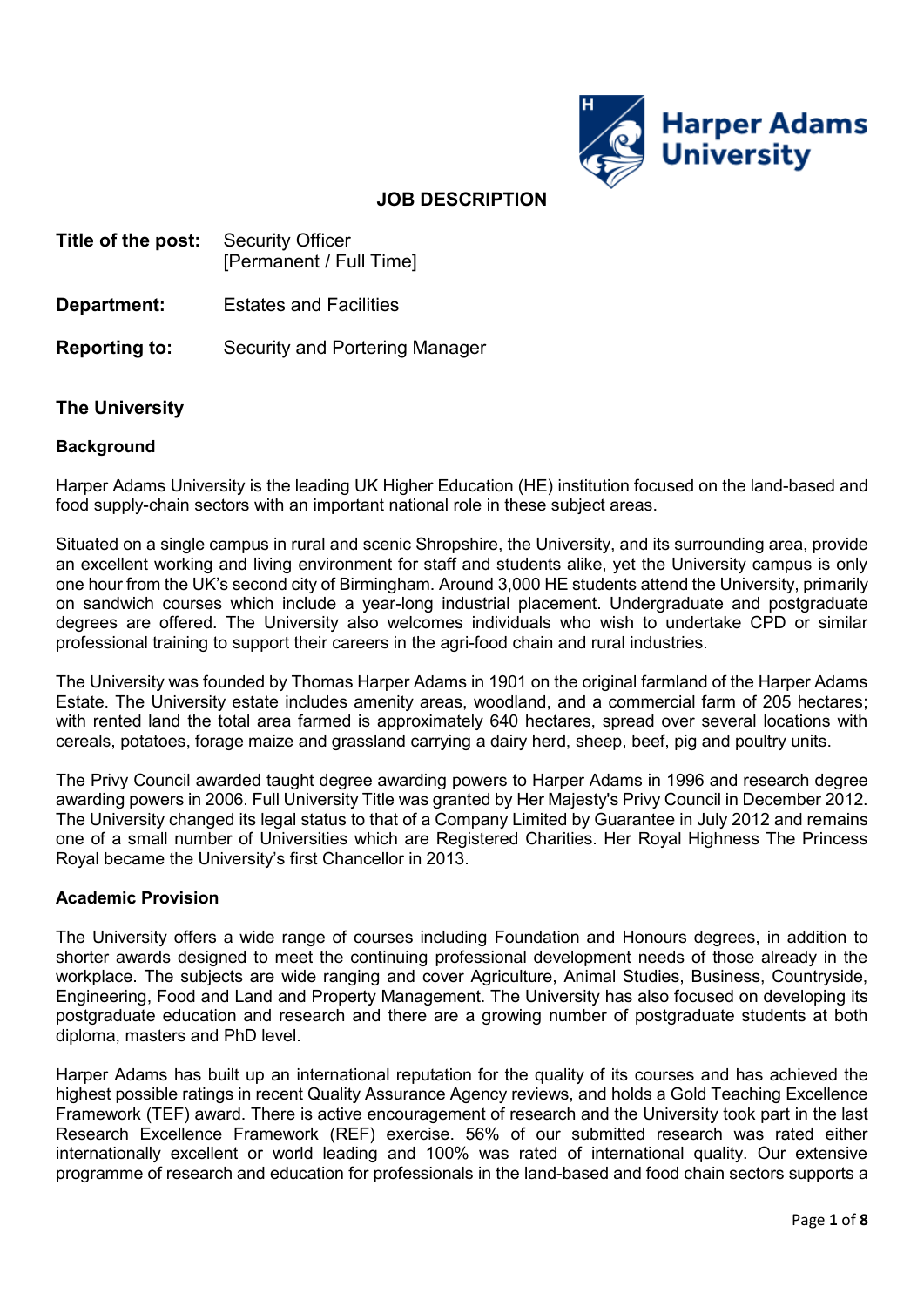# JOB DESCRIPTION

**Title of the post:** Security Officer
[Permanent / Full Time]

**Department:** Estates and Facilities

**Reporting to:** Security and Portering Manager

## The University

### Background

Harper Adams University is the leading UK Higher Education (HE) institution focused on the land-based and food supply-chain sectors with an important national role in these subject areas.

Situated on a single campus in rural and scenic Shropshire, the University, and its surrounding area, provide an excellent working and living environment for staff and students alike, yet the University campus is only one hour from the UK's second city of Birmingham. Around 3,000 HE students attend the University, primarily on sandwich courses which include a year-long industrial placement. Undergraduate and postgraduate degrees are offered. The University also welcomes individuals who wish to undertake CPD or similar professional training to support their careers in the agri-food chain and rural industries.

The University was founded by Thomas Harper Adams in 1901 on the original farmland of the Harper Adams Estate. The University estate includes amenity areas, woodland, and a commercial farm of 205 hectares; with rented land the total area farmed is approximately 640 hectares, spread over several locations with cereals, potatoes, forage maize and grassland carrying a dairy herd, sheep, beef, pig and poultry units.

The Privy Council awarded taught degree awarding powers to Harper Adams in 1996 and research degree awarding powers in 2006. Full University Title was granted by Her Majesty's Privy Council in December 2012. The University changed its legal status to that of a Company Limited by Guarantee in July 2012 and remains one of a small number of Universities which are Registered Charities. Her Royal Highness The Princess Royal became the University's first Chancellor in 2013.

### Academic Provision

The University offers a wide range of courses including Foundation and Honours degrees, in addition to shorter awards designed to meet the continuing professional development needs of those already in the workplace. The subjects are wide ranging and cover Agriculture, Animal Studies, Business, Countryside, Engineering, Food and Land and Property Management. The University has also focused on developing its postgraduate education and research and there are a growing number of postgraduate students at both diploma, masters and PhD level.

Harper Adams has built up an international reputation for the quality of its courses and has achieved the highest possible ratings in recent Quality Assurance Agency reviews, and holds a Gold Teaching Excellence Framework (TEF) award. There is active encouragement of research and the University took part in the last Research Excellence Framework (REF) exercise. 56% of our submitted research was rated either internationally excellent or world leading and 100% was rated of international quality. Our extensive programme of research and education for professionals in the land-based and food chain sectors supports a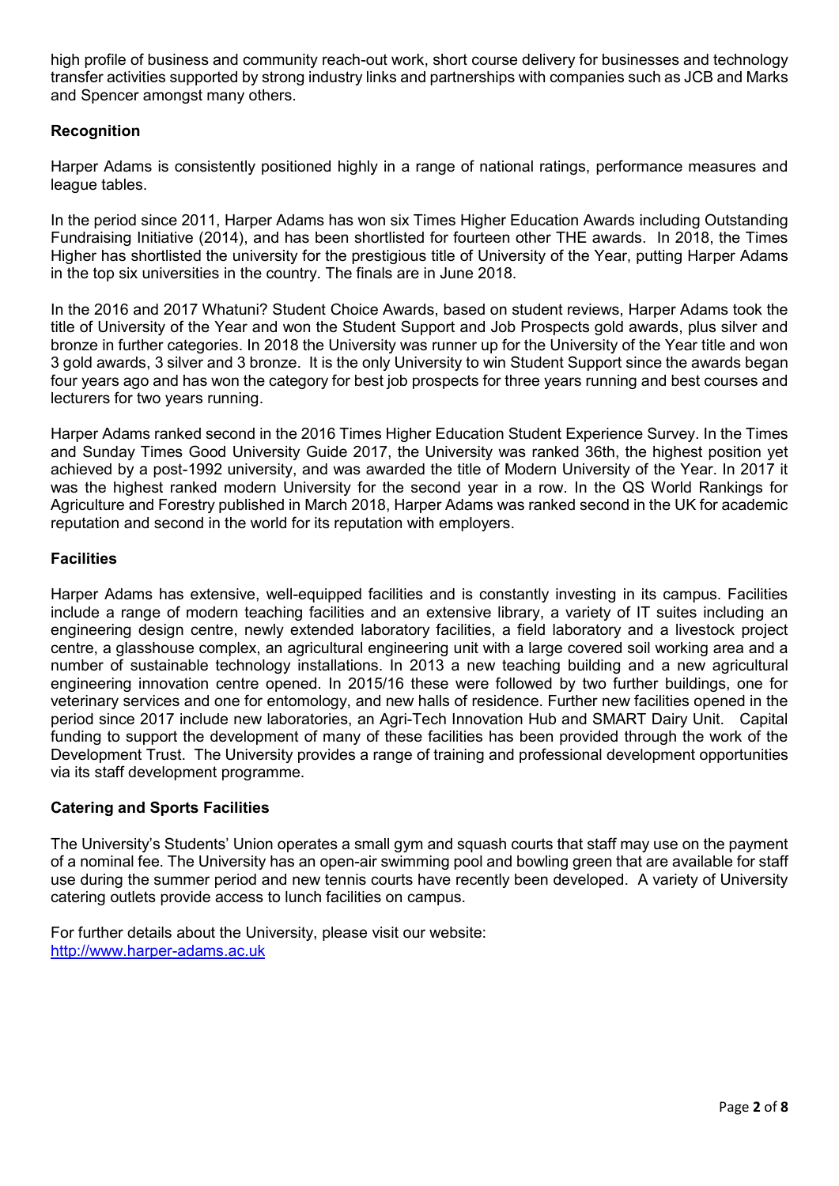high profile of business and community reach-out work, short course delivery for businesses and technology transfer activities supported by strong industry links and partnerships with companies such as JCB and Marks and Spencer amongst many others.

**Recognition**

Harper Adams is consistently positioned highly in a range of national ratings, performance measures and league tables.

In the period since 2011, Harper Adams has won six Times Higher Education Awards including Outstanding Fundraising Initiative (2014), and has been shortlisted for fourteen other THE awards. In 2018, the Times Higher has shortlisted the university for the prestigious title of University of the Year, putting Harper Adams in the top six universities in the country. The finals are in June 2018.

In the 2016 and 2017 Whatuni? Student Choice Awards, based on student reviews, Harper Adams took the title of University of the Year and won the Student Support and Job Prospects gold awards, plus silver and bronze in further categories. In 2018 the University was runner up for the University of the Year title and won 3 gold awards, 3 silver and 3 bronze. It is the only University to win Student Support since the awards began four years ago and has won the category for best job prospects for three years running and best courses and lecturers for two years running.

Harper Adams ranked second in the 2016 Times Higher Education Student Experience Survey. In the Times and Sunday Times Good University Guide 2017, the University was ranked 36th, the highest position yet achieved by a post-1992 university, and was awarded the title of Modern University of the Year. In 2017 it was the highest ranked modern University for the second year in a row. In the QS World Rankings for Agriculture and Forestry published in March 2018, Harper Adams was ranked second in the UK for academic reputation and second in the world for its reputation with employers.

**Facilities**

Harper Adams has extensive, well-equipped facilities and is constantly investing in its campus. Facilities include a range of modern teaching facilities and an extensive library, a variety of IT suites including an engineering design centre, newly extended laboratory facilities, a field laboratory and a livestock project centre, a glasshouse complex, an agricultural engineering unit with a large covered soil working area and a number of sustainable technology installations. In 2013 a new teaching building and a new agricultural engineering innovation centre opened. In 2015/16 these were followed by two further buildings, one for veterinary services and one for entomology, and new halls of residence. Further new facilities opened in the period since 2017 include new laboratories, an Agri-Tech Innovation Hub and SMART Dairy Unit. Capital funding to support the development of many of these facilities has been provided through the work of the Development Trust. The University provides a range of training and professional development opportunities via its staff development programme.

**Catering and Sports Facilities**

The University's Students' Union operates a small gym and squash courts that staff may use on the payment of a nominal fee. The University has an open-air swimming pool and bowling green that are available for staff use during the summer period and new tennis courts have recently been developed. A variety of University catering outlets provide access to lunch facilities on campus.

For further details about the University, please visit our website:
[http://www.harper-adams.ac.uk](http://www.harper-adams.ac.uk)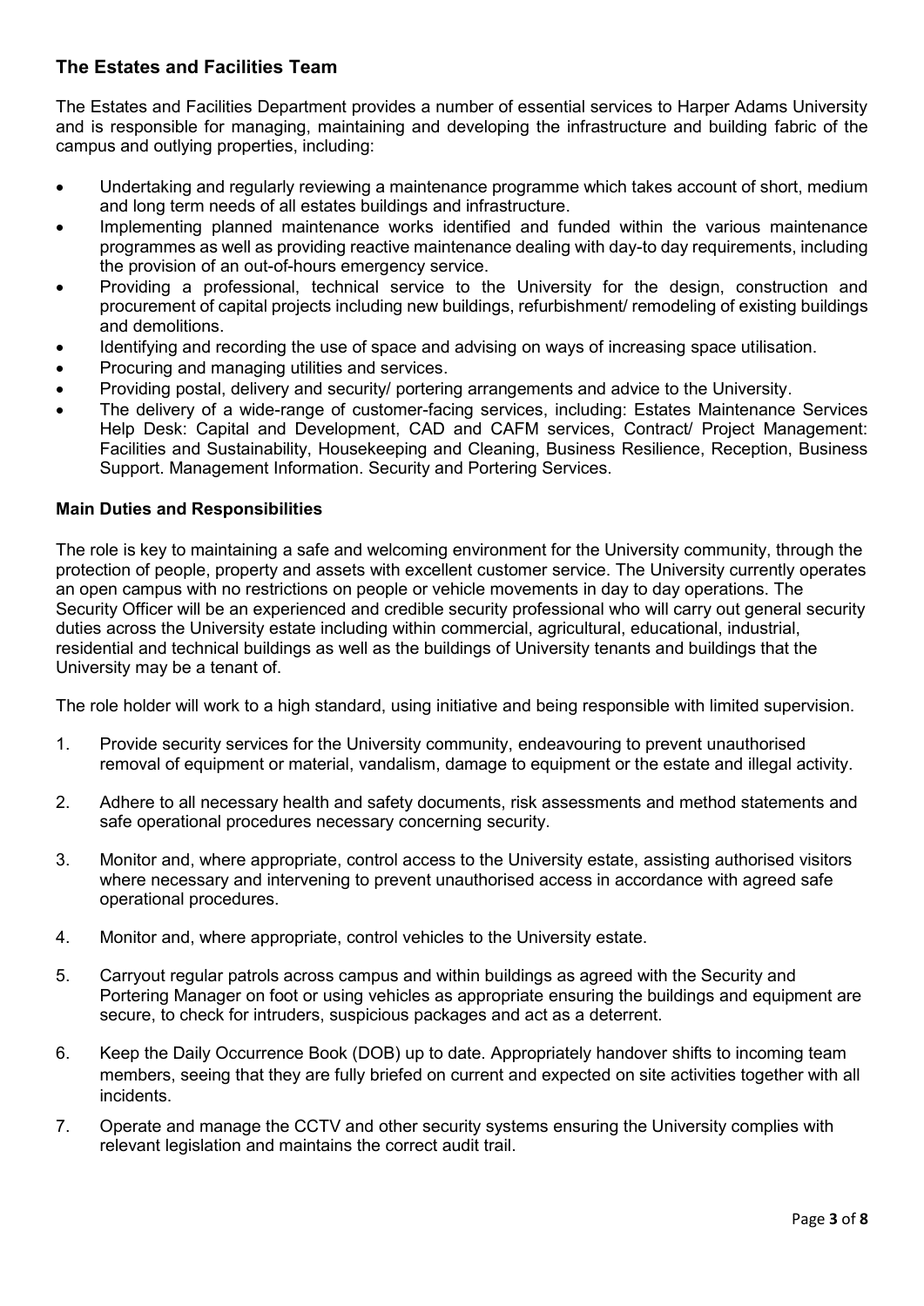## The Estates and Facilities Team

The Estates and Facilities Department provides a number of essential services to Harper Adams University and is responsible for managing, maintaining and developing the infrastructure and building fabric of the campus and outlying properties, including:

- Undertaking and regularly reviewing a maintenance programme which takes account of short, medium and long term needs of all estates buildings and infrastructure.
- Implementing planned maintenance works identified and funded within the various maintenance programmes as well as providing reactive maintenance dealing with day-to day requirements, including the provision of an out-of-hours emergency service.
- Providing a professional, technical service to the University for the design, construction and procurement of capital projects including new buildings, refurbishment/ remodeling of existing buildings and demolitions.
- Identifying and recording the use of space and advising on ways of increasing space utilisation.
- Procuring and managing utilities and services.
- Providing postal, delivery and security/ portering arrangements and advice to the University.
- The delivery of a wide-range of customer-facing services, including: Estates Maintenance Services Help Desk: Capital and Development, CAD and CAFM services, Contract/ Project Management: Facilities and Sustainability, Housekeeping and Cleaning, Business Resilience, Reception, Business Support. Management Information. Security and Portering Services.

### Main Duties and Responsibilities

The role is key to maintaining a safe and welcoming environment for the University community, through the protection of people, property and assets with excellent customer service. The University currently operates an open campus with no restrictions on people or vehicle movements in day to day operations. The Security Officer will be an experienced and credible security professional who will carry out general security duties across the University estate including within commercial, agricultural, educational, industrial, residential and technical buildings as well as the buildings of University tenants and buildings that the University may be a tenant of.

The role holder will work to a high standard, using initiative and being responsible with limited supervision.

1. Provide security services for the University community, endeavouring to prevent unauthorised removal of equipment or material, vandalism, damage to equipment or the estate and illegal activity.
2. Adhere to all necessary health and safety documents, risk assessments and method statements and safe operational procedures necessary concerning security.
3. Monitor and, where appropriate, control access to the University estate, assisting authorised visitors where necessary and intervening to prevent unauthorised access in accordance with agreed safe operational procedures.
4. Monitor and, where appropriate, control vehicles to the University estate.
5. Carryout regular patrols across campus and within buildings as agreed with the Security and Portering Manager on foot or using vehicles as appropriate ensuring the buildings and equipment are secure, to check for intruders, suspicious packages and act as a deterrent.
6. Keep the Daily Occurrence Book (DOB) up to date. Appropriately handover shifts to incoming team members, seeing that they are fully briefed on current and expected on site activities together with all incidents.
7. Operate and manage the CCTV and other security systems ensuring the University complies with relevant legislation and maintains the correct audit trail.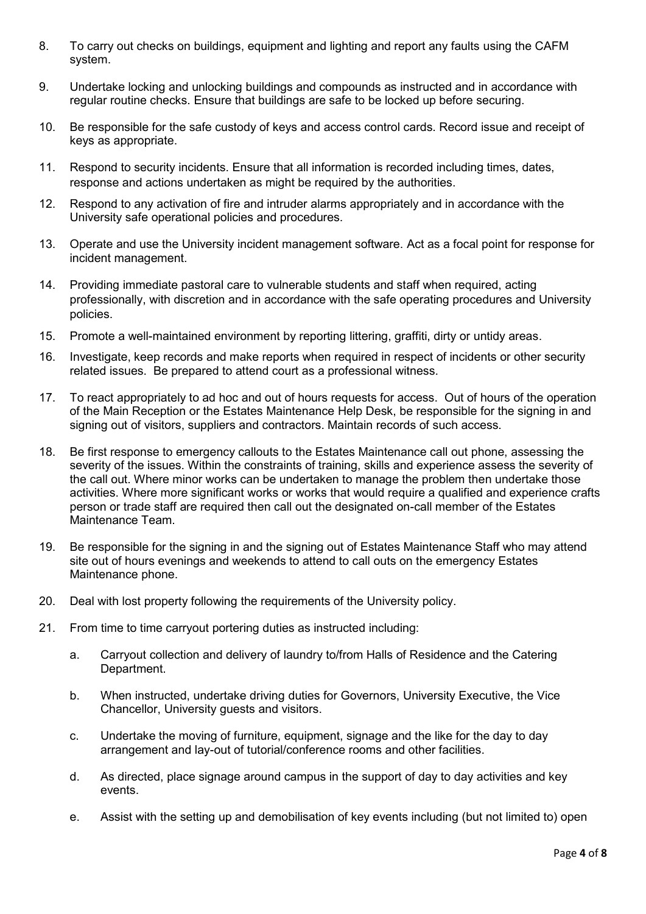8. To carry out checks on buildings, equipment and lighting and report any faults using the CAFM system.

9. Undertake locking and unlocking buildings and compounds as instructed and in accordance with regular routine checks. Ensure that buildings are safe to be locked up before securing.

10. Be responsible for the safe custody of keys and access control cards. Record issue and receipt of keys as appropriate.

11. Respond to security incidents. Ensure that all information is recorded including times, dates, response and actions undertaken as might be required by the authorities.

12. Respond to any activation of fire and intruder alarms appropriately and in accordance with the University safe operational policies and procedures.

13. Operate and use the University incident management software. Act as a focal point for response for incident management.

14. Providing immediate pastoral care to vulnerable students and staff when required, acting professionally, with discretion and in accordance with the safe operating procedures and University policies.

15. Promote a well-maintained environment by reporting littering, graffiti, dirty or untidy areas.

16. Investigate, keep records and make reports when required in respect of incidents or other security related issues. Be prepared to attend court as a professional witness.

17. To react appropriately to ad hoc and out of hours requests for access. Out of hours of the operation of the Main Reception or the Estates Maintenance Help Desk, be responsible for the signing in and signing out of visitors, suppliers and contractors. Maintain records of such access.

18. Be first response to emergency callouts to the Estates Maintenance call out phone, assessing the severity of the issues. Within the constraints of training, skills and experience assess the severity of the call out. Where minor works can be undertaken to manage the problem then undertake those activities. Where more significant works or works that would require a qualified and experience crafts person or trade staff are required then call out the designated on-call member of the Estates Maintenance Team.

19. Be responsible for the signing in and the signing out of Estates Maintenance Staff who may attend site out of hours evenings and weekends to attend to call outs on the emergency Estates Maintenance phone.

20. Deal with lost property following the requirements of the University policy.

21. From time to time carryout portering duties as instructed including:

    a. Carryout collection and delivery of laundry to/from Halls of Residence and the Catering Department.

    b. When instructed, undertake driving duties for Governors, University Executive, the Vice Chancellor, University guests and visitors.

    c. Undertake the moving of furniture, equipment, signage and the like for the day to day arrangement and lay-out of tutorial/conference rooms and other facilities.

    d. As directed, place signage around campus in the support of day to day activities and key events.

    e. Assist with the setting up and demobilisation of key events including (but not limited to) open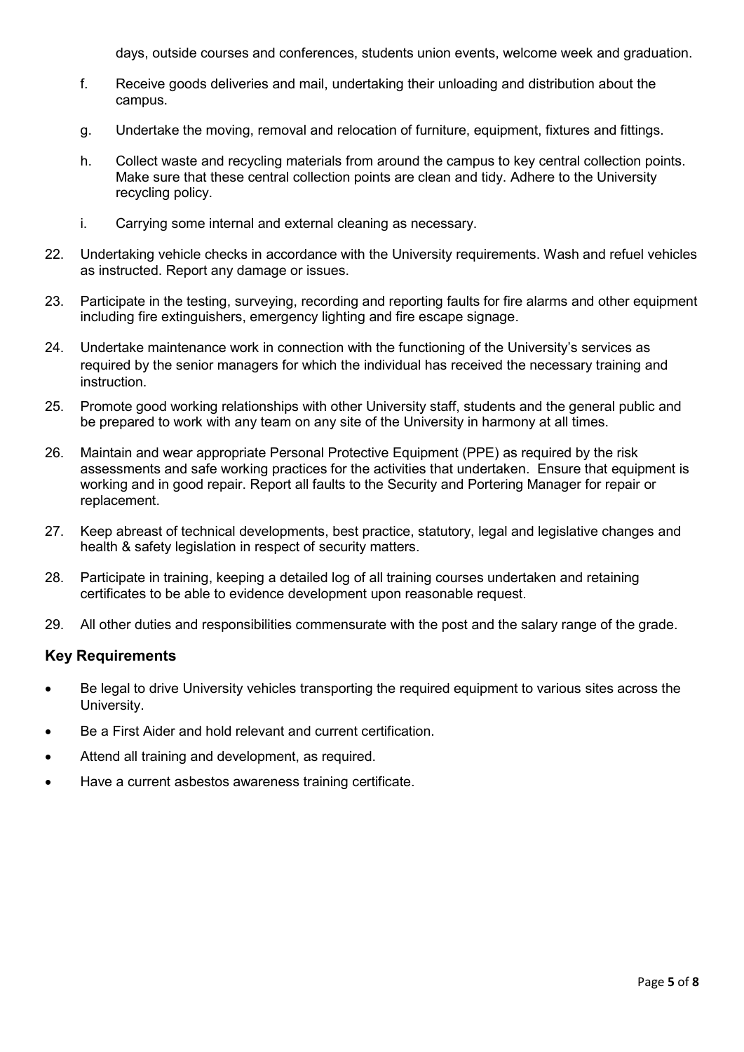days, outside courses and conferences, students union events, welcome week and graduation.

  f. Receive goods deliveries and mail, undertaking their unloading and distribution about the campus.

  g. Undertake the moving, removal and relocation of furniture, equipment, fixtures and fittings.

  h. Collect waste and recycling materials from around the campus to key central collection points. Make sure that these central collection points are clean and tidy. Adhere to the University recycling policy.

  i. Carrying some internal and external cleaning as necessary.

22. Undertaking vehicle checks in accordance with the University requirements. Wash and refuel vehicles as instructed. Report any damage or issues.

23. Participate in the testing, surveying, recording and reporting faults for fire alarms and other equipment including fire extinguishers, emergency lighting and fire escape signage.

24. Undertake maintenance work in connection with the functioning of the University's services as required by the senior managers for which the individual has received the necessary training and instruction.

25. Promote good working relationships with other University staff, students and the general public and be prepared to work with any team on any site of the University in harmony at all times.

26. Maintain and wear appropriate Personal Protective Equipment (PPE) as required by the risk assessments and safe working practices for the activities that undertaken. Ensure that equipment is working and in good repair. Report all faults to the Security and Portering Manager for repair or replacement.

27. Keep abreast of technical developments, best practice, statutory, legal and legislative changes and health & safety legislation in respect of security matters.

28. Participate in training, keeping a detailed log of all training courses undertaken and retaining certificates to be able to evidence development upon reasonable request.

29. All other duties and responsibilities commensurate with the post and the salary range of the grade.

## Key Requirements

- Be legal to drive University vehicles transporting the required equipment to various sites across the University.
- Be a First Aider and hold relevant and current certification.
- Attend all training and development, as required.
- Have a current asbestos awareness training certificate.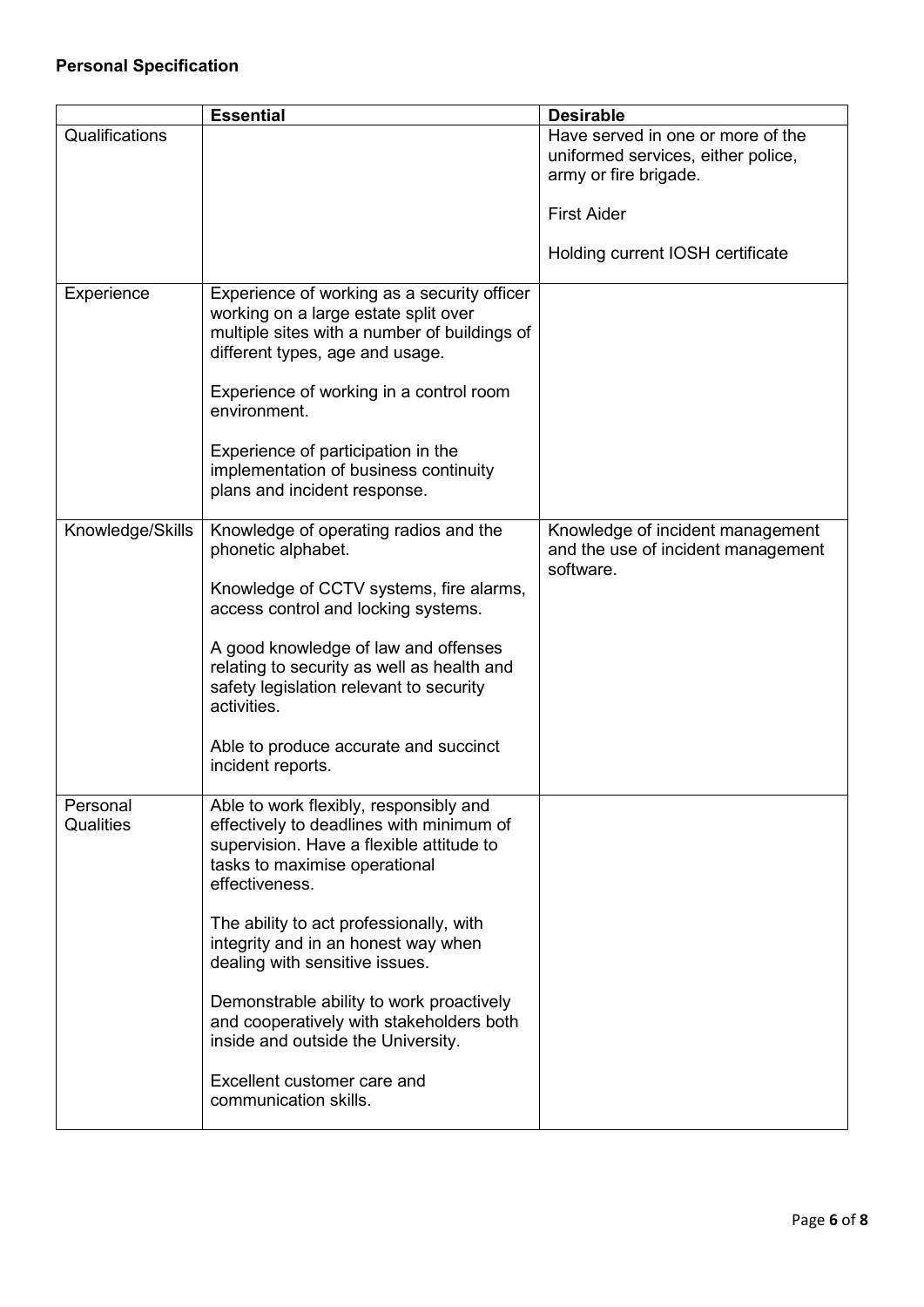**Personal Specification**

| | **Essential** | **Desirable** |
|---|---|---|
| Qualifications | | Have served in one or more of the uniformed services, either police, army or fire brigade.<br><br>First Aider<br><br>Holding current IOSH certificate |
| Experience | Experience of working as a security officer working on a large estate split over multiple sites with a number of buildings of different types, age and usage.<br><br>Experience of working in a control room environment.<br><br>Experience of participation in the implementation of business continuity plans and incident response. | |
| Knowledge/Skills | Knowledge of operating radios and the phonetic alphabet.<br><br>Knowledge of CCTV systems, fire alarms, access control and locking systems.<br><br>A good knowledge of law and offenses relating to security as well as health and safety legislation relevant to security activities.<br><br>Able to produce accurate and succinct incident reports. | Knowledge of incident management and the use of incident management software. |
| Personal Qualities | Able to work flexibly, responsibly and effectively to deadlines with minimum of supervision. Have a flexible attitude to tasks to maximise operational effectiveness.<br><br>The ability to act professionally, with integrity and in an honest way when dealing with sensitive issues.<br><br>Demonstrable ability to work proactively and cooperatively with stakeholders both inside and outside the University.<br><br>Excellent customer care and communication skills. | |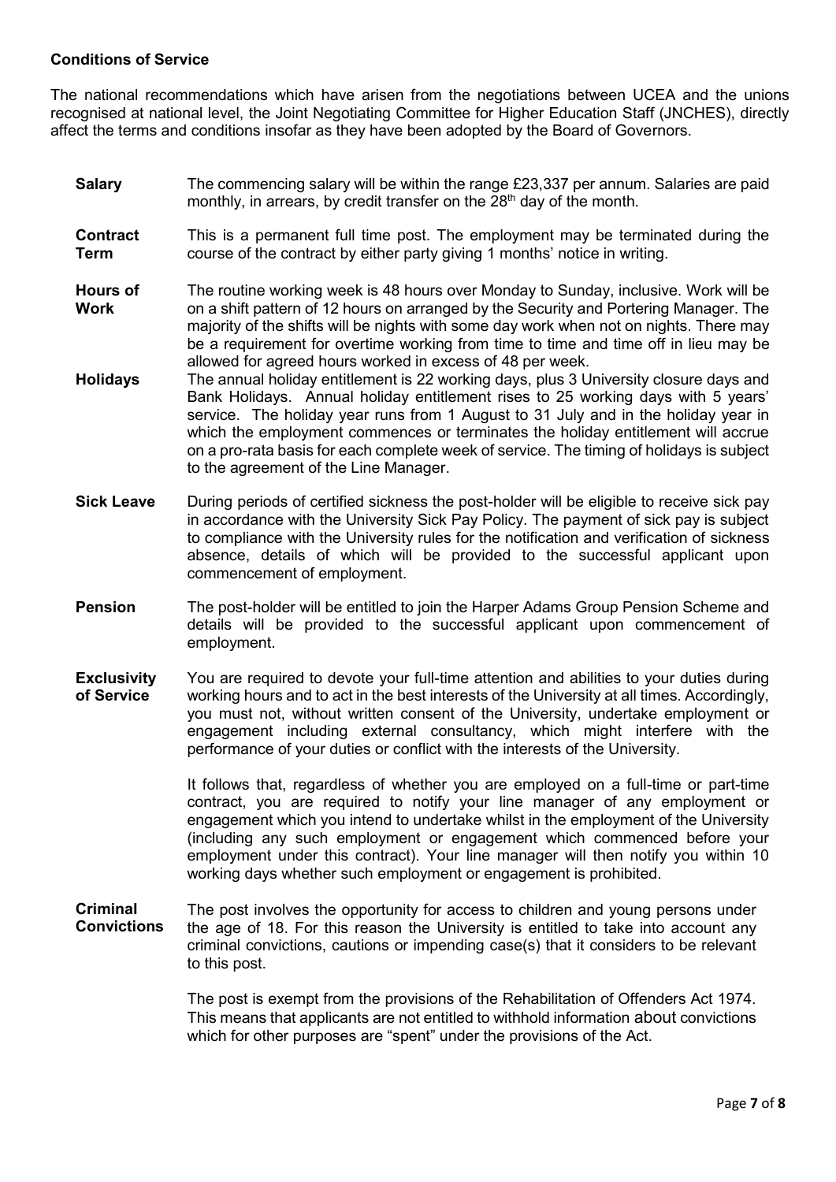**Conditions of Service**

The national recommendations which have arisen from the negotiations between UCEA and the unions recognised at national level, the Joint Negotiating Committee for Higher Education Staff (JNCHES), directly affect the terms and conditions insofar as they have been adopted by the Board of Governors.

**Salary**

The commencing salary will be within the range £23,337 per annum. Salaries are paid monthly, in arrears, by credit transfer on the 28th day of the month.

**Contract Term**

This is a permanent full time post. The employment may be terminated during the course of the contract by either party giving 1 months' notice in writing.

**Hours of Work**

The routine working week is 48 hours over Monday to Sunday, inclusive. Work will be on a shift pattern of 12 hours on arranged by the Security and Portering Manager. The majority of the shifts will be nights with some day work when not on nights. There may be a requirement for overtime working from time to time and time off in lieu may be allowed for agreed hours worked in excess of 48 per week.

**Holidays**

The annual holiday entitlement is 22 working days, plus 3 University closure days and Bank Holidays. Annual holiday entitlement rises to 25 working days with 5 years' service. The holiday year runs from 1 August to 31 July and in the holiday year in which the employment commences or terminates the holiday entitlement will accrue on a pro-rata basis for each complete week of service. The timing of holidays is subject to the agreement of the Line Manager.

**Sick Leave**

During periods of certified sickness the post-holder will be eligible to receive sick pay in accordance with the University Sick Pay Policy. The payment of sick pay is subject to compliance with the University rules for the notification and verification of sickness absence, details of which will be provided to the successful applicant upon commencement of employment.

**Pension**

The post-holder will be entitled to join the Harper Adams Group Pension Scheme and details will be provided to the successful applicant upon commencement of employment.

**Exclusivity of Service**

You are required to devote your full-time attention and abilities to your duties during working hours and to act in the best interests of the University at all times. Accordingly, you must not, without written consent of the University, undertake employment or engagement including external consultancy, which might interfere with the performance of your duties or conflict with the interests of the University.

It follows that, regardless of whether you are employed on a full-time or part-time contract, you are required to notify your line manager of any employment or engagement which you intend to undertake whilst in the employment of the University (including any such employment or engagement which commenced before your employment under this contract). Your line manager will then notify you within 10 working days whether such employment or engagement is prohibited.

**Criminal Convictions**

The post involves the opportunity for access to children and young persons under the age of 18. For this reason the University is entitled to take into account any criminal convictions, cautions or impending case(s) that it considers to be relevant to this post.

The post is exempt from the provisions of the Rehabilitation of Offenders Act 1974. This means that applicants are not entitled to withhold information about convictions which for other purposes are "spent" under the provisions of the Act.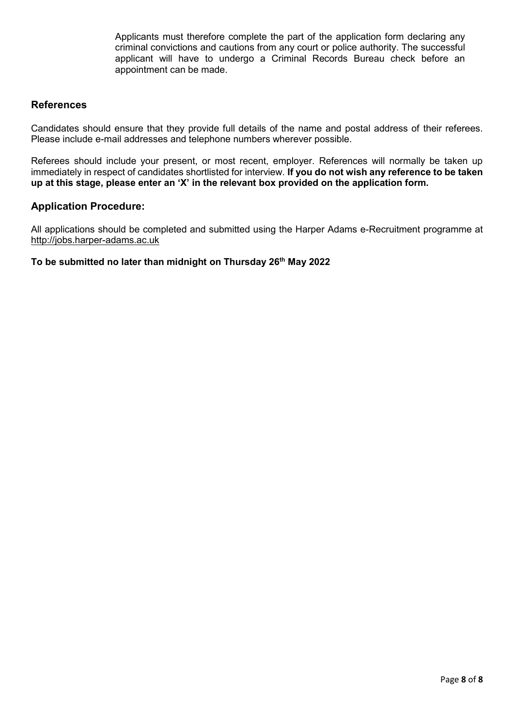Applicants must therefore complete the part of the application form declaring any criminal convictions and cautions from any court or police authority. The successful applicant will have to undergo a Criminal Records Bureau check before an appointment can be made.

## References

Candidates should ensure that they provide full details of the name and postal address of their referees. Please include e-mail addresses and telephone numbers wherever possible.

Referees should include your present, or most recent, employer. References will normally be taken up immediately in respect of candidates shortlisted for interview. **If you do not wish any reference to be taken up at this stage, please enter an 'X' in the relevant box provided on the application form.**

## Application Procedure:

All applications should be completed and submitted using the Harper Adams e-Recruitment programme at http://jobs.harper-adams.ac.uk

**To be submitted no later than midnight on Thursday 26th May 2022**